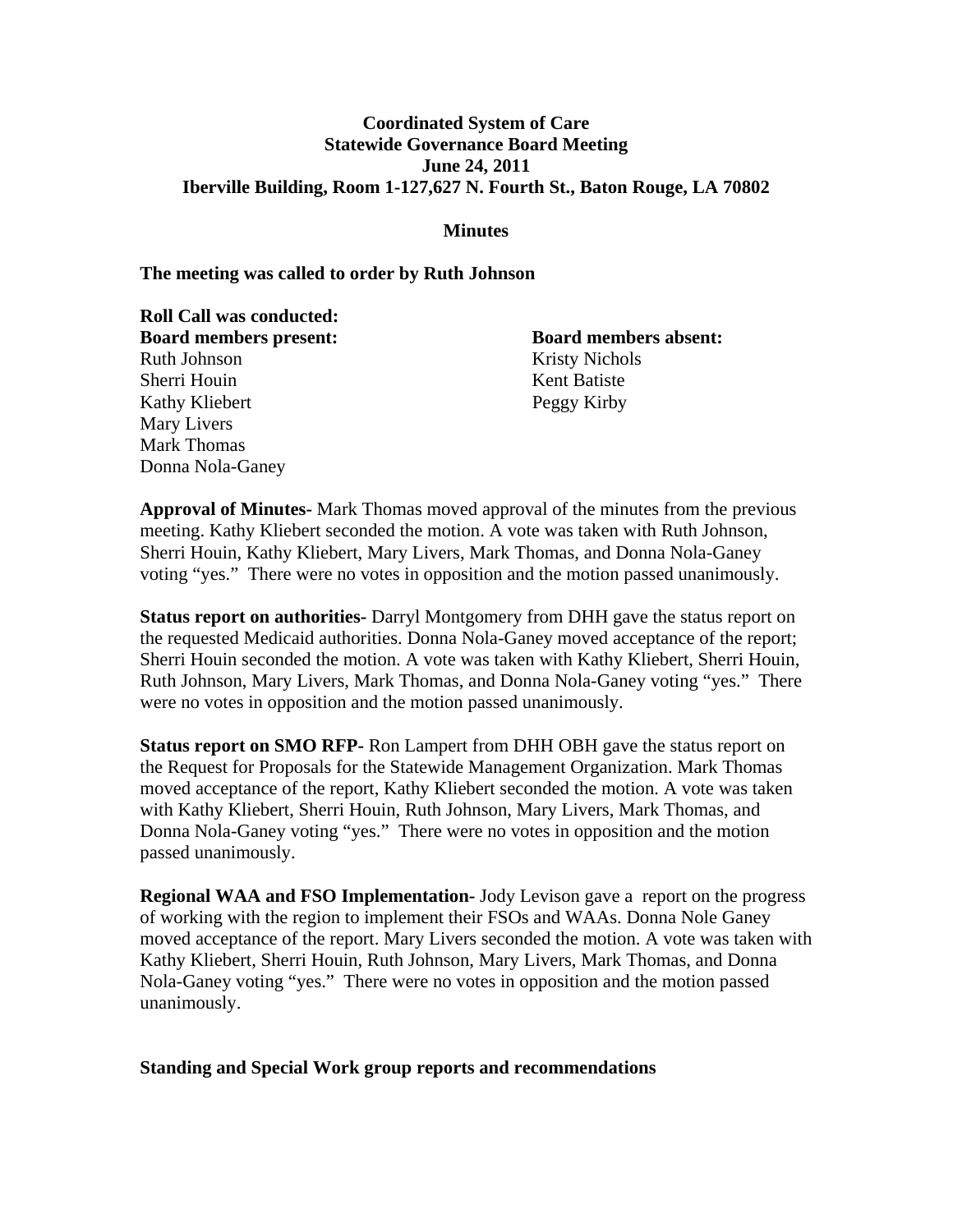**Coordinated System of Care**
**Statewide Governance Board Meeting**
**June 24, 2011**
**Iberville Building, Room 1-127,627 N. Fourth St., Baton Rouge, LA 70802**

**Minutes**

**The meeting was called to order by Ruth Johnson**

**Roll Call was conducted:**

**Board members present:**
Ruth Johnson
Sherri Houin
Kathy Kliebert
Mary Livers
Mark Thomas
Donna Nola-Ganey

**Board members absent:**
Kristy Nichols
Kent Batiste
Peggy Kirby

**Approval of Minutes-** Mark Thomas moved approval of the minutes from the previous meeting. Kathy Kliebert seconded the motion. A vote was taken with Ruth Johnson, Sherri Houin, Kathy Kliebert, Mary Livers, Mark Thomas, and Donna Nola-Ganey voting "yes." There were no votes in opposition and the motion passed unanimously.

**Status report on authorities-** Darryl Montgomery from DHH gave the status report on the requested Medicaid authorities. Donna Nola-Ganey moved acceptance of the report; Sherri Houin seconded the motion. A vote was taken with Kathy Kliebert, Sherri Houin, Ruth Johnson, Mary Livers, Mark Thomas, and Donna Nola-Ganey voting "yes." There were no votes in opposition and the motion passed unanimously.

**Status report on SMO RFP-** Ron Lampert from DHH OBH gave the status report on the Request for Proposals for the Statewide Management Organization. Mark Thomas moved acceptance of the report, Kathy Kliebert seconded the motion. A vote was taken with Kathy Kliebert, Sherri Houin, Ruth Johnson, Mary Livers, Mark Thomas, and Donna Nola-Ganey voting "yes." There were no votes in opposition and the motion passed unanimously.

**Regional WAA and FSO Implementation-** Jody Levison gave a report on the progress of working with the region to implement their FSOs and WAAs. Donna Nole Ganey moved acceptance of the report. Mary Livers seconded the motion. A vote was taken with Kathy Kliebert, Sherri Houin, Ruth Johnson, Mary Livers, Mark Thomas, and Donna Nola-Ganey voting "yes." There were no votes in opposition and the motion passed unanimously.

**Standing and Special Work group reports and recommendations**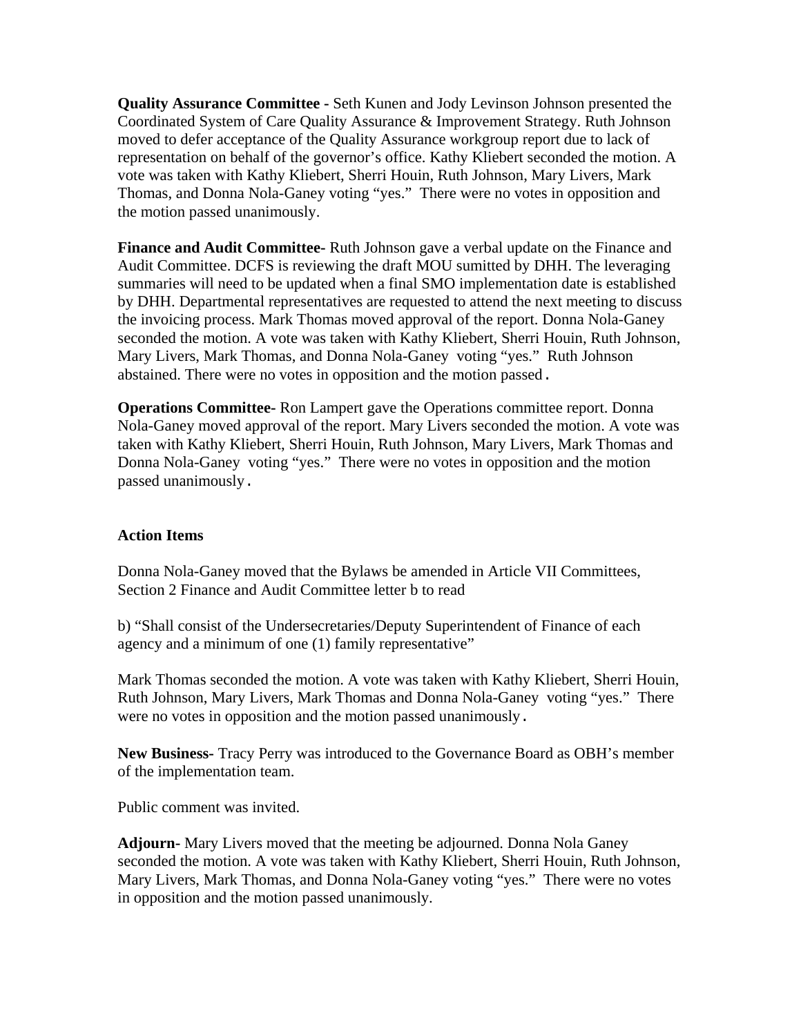**Quality Assurance Committee -** Seth Kunen and Jody Levinson Johnson presented the Coordinated System of Care Quality Assurance & Improvement Strategy. Ruth Johnson moved to defer acceptance of the Quality Assurance workgroup report due to lack of representation on behalf of the governor's office. Kathy Kliebert seconded the motion. A vote was taken with Kathy Kliebert, Sherri Houin, Ruth Johnson, Mary Livers, Mark Thomas, and Donna Nola-Ganey voting "yes." There were no votes in opposition and the motion passed unanimously.

**Finance and Audit Committee-** Ruth Johnson gave a verbal update on the Finance and Audit Committee. DCFS is reviewing the draft MOU sumitted by DHH. The leveraging summaries will need to be updated when a final SMO implementation date is established by DHH. Departmental representatives are requested to attend the next meeting to discuss the invoicing process. Mark Thomas moved approval of the report. Donna Nola-Ganey seconded the motion. A vote was taken with Kathy Kliebert, Sherri Houin, Ruth Johnson, Mary Livers, Mark Thomas, and Donna Nola-Ganey voting "yes." Ruth Johnson abstained. There were no votes in opposition and the motion passed.

**Operations Committee-** Ron Lampert gave the Operations committee report. Donna Nola-Ganey moved approval of the report. Mary Livers seconded the motion. A vote was taken with Kathy Kliebert, Sherri Houin, Ruth Johnson, Mary Livers, Mark Thomas and Donna Nola-Ganey voting "yes." There were no votes in opposition and the motion passed unanimously.

**Action Items**

Donna Nola-Ganey moved that the Bylaws be amended in Article VII Committees, Section 2 Finance and Audit Committee letter b to read

b) "Shall consist of the Undersecretaries/Deputy Superintendent of Finance of each agency and a minimum of one (1) family representative"

Mark Thomas seconded the motion. A vote was taken with Kathy Kliebert, Sherri Houin, Ruth Johnson, Mary Livers, Mark Thomas and Donna Nola-Ganey voting "yes." There were no votes in opposition and the motion passed unanimously.

**New Business-** Tracy Perry was introduced to the Governance Board as OBH's member of the implementation team.

Public comment was invited.

**Adjourn-** Mary Livers moved that the meeting be adjourned. Donna Nola Ganey seconded the motion. A vote was taken with Kathy Kliebert, Sherri Houin, Ruth Johnson, Mary Livers, Mark Thomas, and Donna Nola-Ganey voting "yes." There were no votes in opposition and the motion passed unanimously.